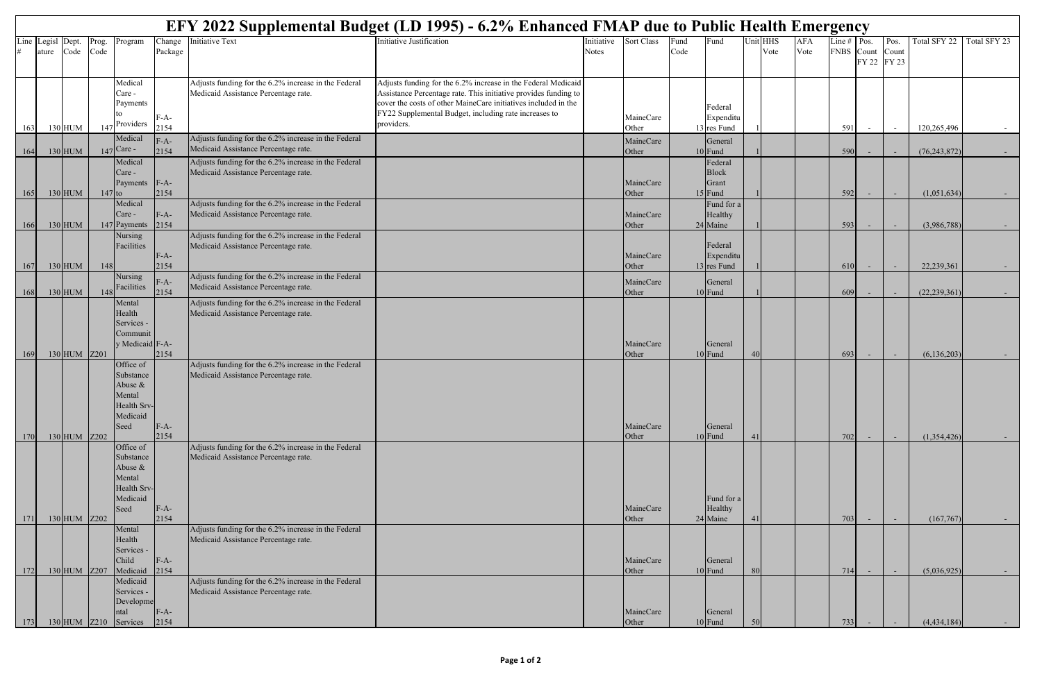# EFY 2022 Supplemental Budget (LD 1995) - 6.2% Enhanced FMAP due to Public Health Emergency

| Line # | Legislature | Dept. Code | Prog. Code | Program | Change Package | Initiative Text | Initiative Justification | Initiative Notes | Sort Class | Fund Code | Fund | Unit | HHS Vote | AFA Vote | Line # FNBS | Pos. Count FY 22 | Pos. Count FY 23 | Total SFY 22 | Total SFY 23 |
|---|---|---|---|---|---|---|---|---|---|---|---|---|---|---|---|---|---|---|---|
| 163 | 130 | HUM | 147 | Medical Care - Payments to Providers | F-A-2154 | Adjusts funding for the 6.2% increase in the Federal Medicaid Assistance Percentage rate. | Adjusts funding for the 6.2% increase in the Federal Medicaid Assistance Percentage rate. This initiative provides funding to cover the costs of other MaineCare initiatives included in the FY22 Supplemental Budget, including rate increases to providers. | | MaineCare Other | 13 | Federal Expenditures Fund | 1 | | | 591 | - | - | 120,265,496 | - |
| 164 | 130 | HUM | 147 | Medical Care - | F-A-2154 | Adjusts funding for the 6.2% increase in the Federal Medicaid Assistance Percentage rate. | | | MaineCare Other | 10 | General Fund | 1 | | | 590 | - | - | (76,243,872) | - |
| 165 | 130 | HUM | 147 | Medical Care - Payments to | F-A-2154 | Adjusts funding for the 6.2% increase in the Federal Medicaid Assistance Percentage rate. | | | MaineCare Other | 15 | Federal Block Grant Fund | 1 | | | 592 | - | - | (1,051,634) | - |
| 166 | 130 | HUM | 147 | Medical Care - Payments | F-A-2154 | Adjusts funding for the 6.2% increase in the Federal Medicaid Assistance Percentage rate. | | | MaineCare Other | 24 | Fund for a Healthy Maine | 1 | | | 593 | - | - | (3,986,788) | - |
| 167 | 130 | HUM | 148 | Nursing Facilities | F-A-2154 | Adjusts funding for the 6.2% increase in the Federal Medicaid Assistance Percentage rate. | | | MaineCare Other | 13 | Federal Expenditures Fund | 1 | | | 610 | - | - | 22,239,361 | - |
| 168 | 130 | HUM | 148 | Nursing Facilities | F-A-2154 | Adjusts funding for the 6.2% increase in the Federal Medicaid Assistance Percentage rate. | | | MaineCare Other | 10 | General Fund | 1 | | | 609 | - | - | (22,239,361) | - |
| 169 | 130 | HUM | Z201 | Mental Health Services - Community Medicaid | F-A-2154 | Adjusts funding for the 6.2% increase in the Federal Medicaid Assistance Percentage rate. | | | MaineCare Other | 10 | General Fund | 40 | | | 693 | - | - | (6,136,203) | - |
| 170 | 130 | HUM | Z202 | Office of Substance Abuse & Mental Health Srv-Medicaid Seed | F-A-2154 | Adjusts funding for the 6.2% increase in the Federal Medicaid Assistance Percentage rate. | | | MaineCare Other | 10 | General Fund | 41 | | | 702 | - | - | (1,354,426) | - |
| 171 | 130 | HUM | Z202 | Office of Substance Abuse & Mental Health Srv-Medicaid Seed | F-A-2154 | Adjusts funding for the 6.2% increase in the Federal Medicaid Assistance Percentage rate. | | | MaineCare Other | 24 | Fund for a Healthy Maine | 41 | | | 703 | - | - | (167,767) | - |
| 172 | 130 | HUM | Z207 | Mental Health Services - Child Medicaid | F-A-2154 | Adjusts funding for the 6.2% increase in the Federal Medicaid Assistance Percentage rate. | | | MaineCare Other | 10 | General Fund | 80 | | | 714 | - | - | (5,036,925) | - |
| 173 | 130 | HUM | Z210 | Medicaid Services - Developmental Services | F-A-2154 | Adjusts funding for the 6.2% increase in the Federal Medicaid Assistance Percentage rate. | | | MaineCare Other | 10 | General Fund | 50 | | | 733 | - | - | (4,434,184) | - |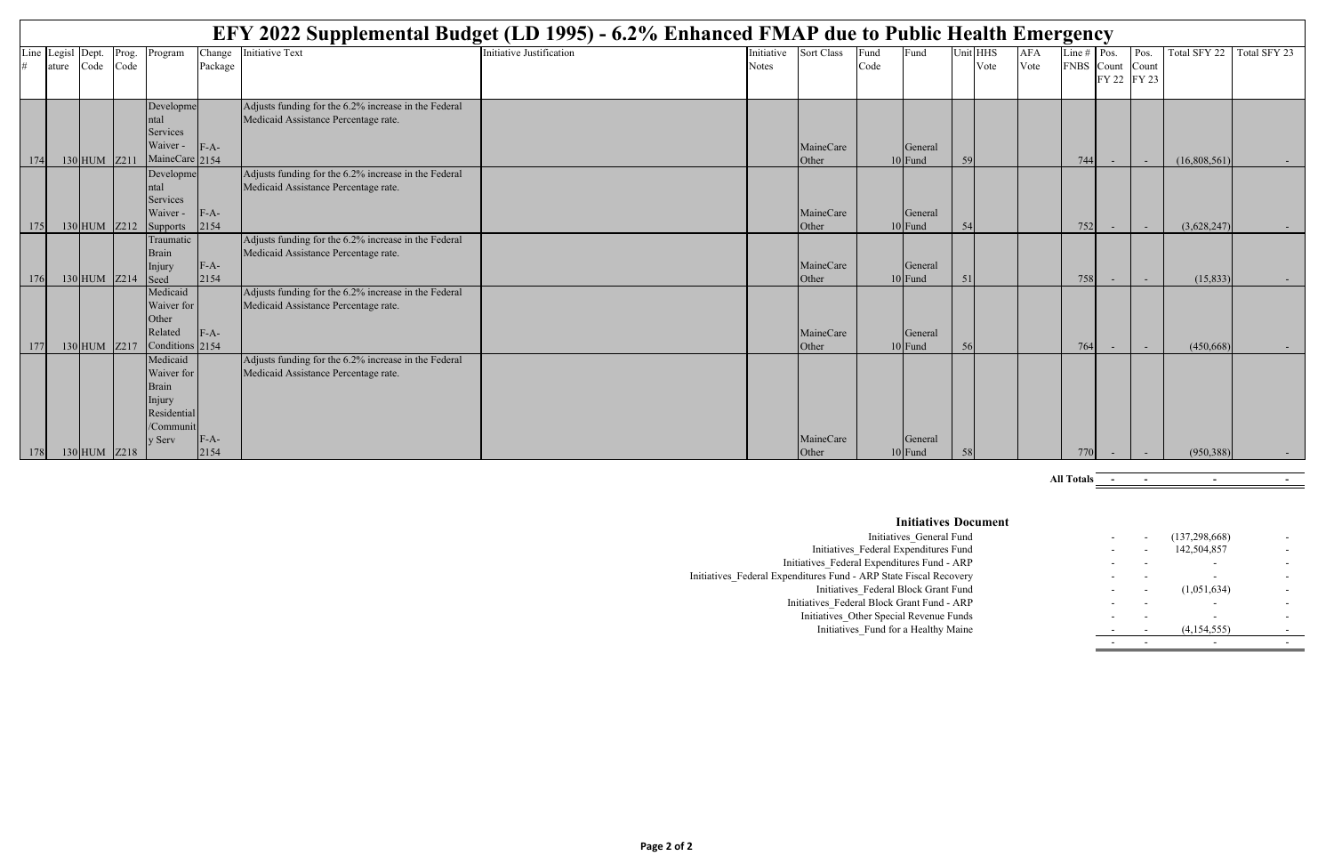# EFY 2022 Supplemental Budget (LD 1995) - 6.2% Enhanced FMAP due to Public Health Emergency

| Line # | Legislature | Dept. Code | Prog. Code | Program | Change Package | Initiative Text | Initiative Justification | Initiative Notes | Sort Class | Fund Code | Fund | Unit | HHS Vote | AFA Vote | Line # FNBS | Pos. Count FY 22 | Pos. Count FY 23 | Total SFY 22 | Total SFY 23 |
|---|---|---|---|---|---|---|---|---|---|---|---|---|---|---|---|---|---|---|---|
| 174 | 130 | HUM | Z211 | Developmental Services Waiver - MaineCare | F-A-2154 | Adjusts funding for the 6.2% increase in the Federal Medicaid Assistance Percentage rate. | | | MaineCare Other | 10 | General Fund | 59 | | | 744 | - | - | (16,808,561) | - |
| 175 | 130 | HUM | Z212 | Developmental Services Waiver - Supports | F-A-2154 | Adjusts funding for the 6.2% increase in the Federal Medicaid Assistance Percentage rate. | | | MaineCare Other | 10 | General Fund | 54 | | | 752 | - | - | (3,628,247) | - |
| 176 | 130 | HUM | Z214 | Traumatic Brain Injury Seed | F-A-2154 | Adjusts funding for the 6.2% increase in the Federal Medicaid Assistance Percentage rate. | | | MaineCare Other | 10 | General Fund | 51 | | | 758 | - | - | (15,833) | - |
| 177 | 130 | HUM | Z217 | Medicaid Waiver for Other Related Conditions | F-A-2154 | Adjusts funding for the 6.2% increase in the Federal Medicaid Assistance Percentage rate. | | | MaineCare Other | 10 | General Fund | 56 | | | 764 | - | - | (450,668) | - |
| 178 | 130 | HUM | Z218 | Medicaid Waiver for Brain Injury Residential/Community Serv | F-A-2154 | Adjusts funding for the 6.2% increase in the Federal Medicaid Assistance Percentage rate. | | | MaineCare Other | 10 | General Fund | 58 | | | 770 | - | - | (950,388) | - |

| | Pos. Count FY 22 | Pos. Count FY 23 | Total SFY 22 | Total SFY 23 |
|---|---|---|---|---|
| All Totals | - | - | - | - |

### Initiatives Document

| | Pos. Count FY 22 | Pos. Count FY 23 | Total SFY 22 | Total SFY 23 |
|---|---|---|---|---|
| Initiatives_General Fund | - | - | (137,298,668) | - |
| Initiatives_Federal Expenditures Fund | - | - | 142,504,857 | - |
| Initiatives_Federal Expenditures Fund - ARP | - | - | - | - |
| Initiatives_Federal Expenditures Fund - ARP State Fiscal Recovery | - | - | - | - |
| Initiatives_Federal Block Grant Fund | - | - | (1,051,634) | - |
| Initiatives_Federal Block Grant Fund - ARP | - | - | - | - |
| Initiatives_Other Special Revenue Funds | - | - | - | - |
| Initiatives_Fund for a Healthy Maine | - | - | (4,154,555) | - |
| | - | - | - | - |